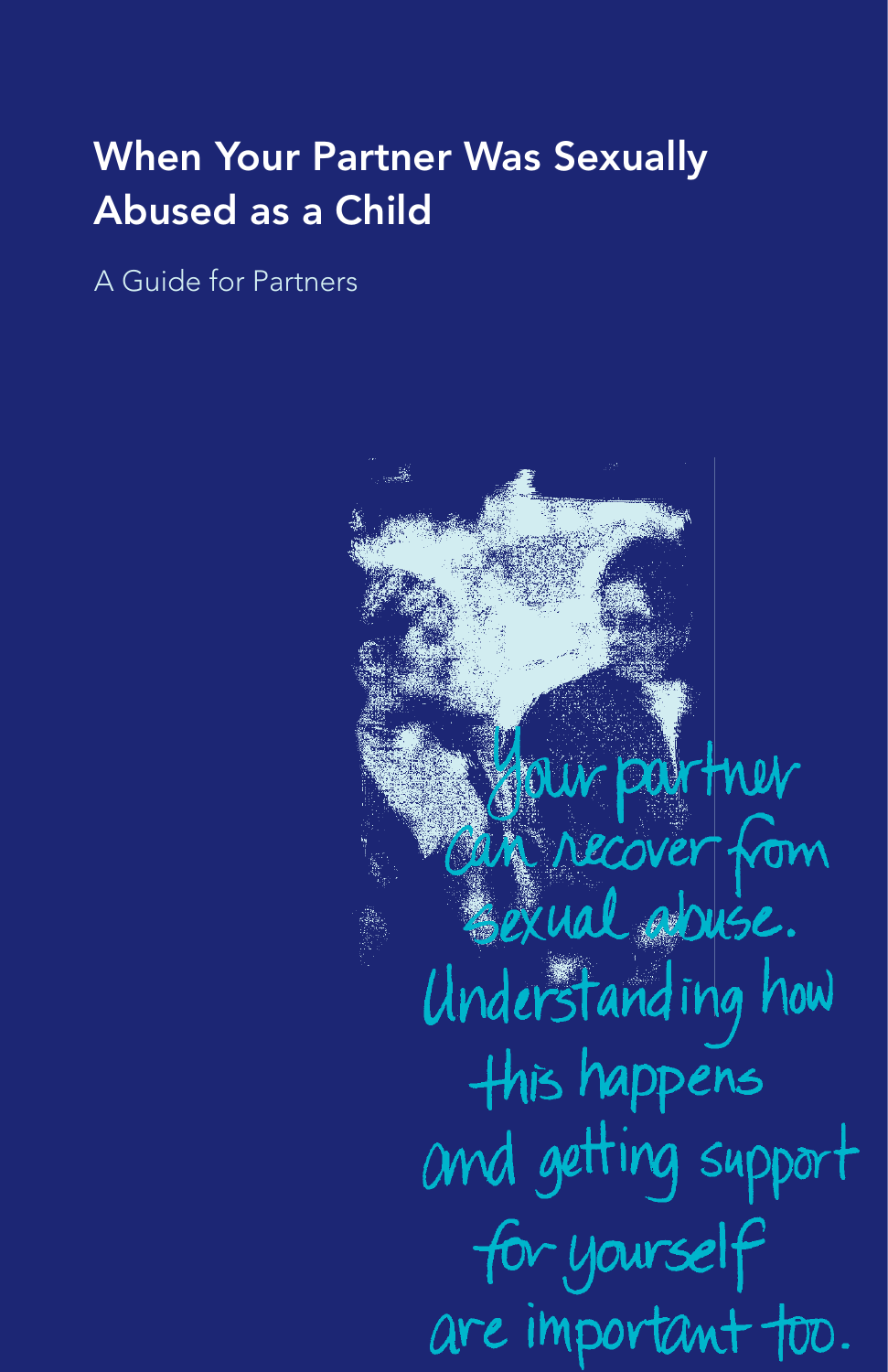# When Your Partner Was Sexually Abused as a Child

A Guide for Partners

*Your partner can recover from sexual abuse. Understanding how this happens and getting support for yourself are important too.*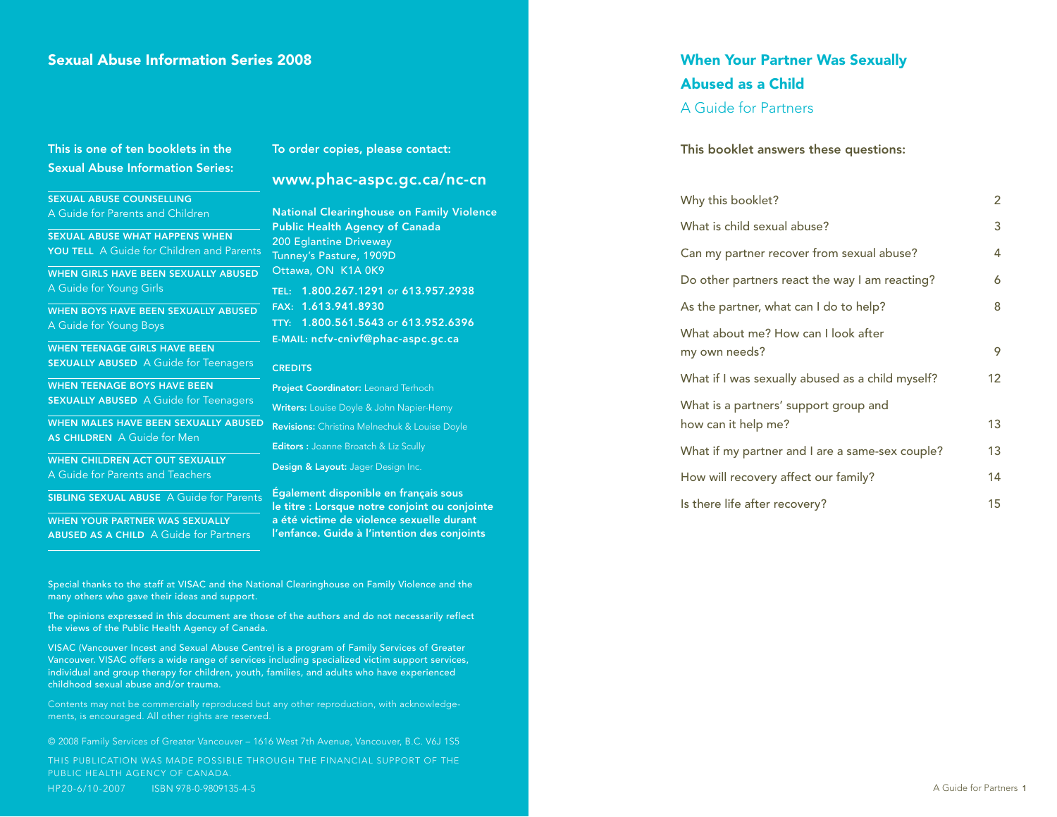## Sexual Abuse Information Series 2008

**This is one of ten booklets in the Sexual Abuse Information Series:**

- **SEXUAL ABUSE COUNSELLING** A Guide for Parents and Children
- **SEXUAL ABUSE WHAT HAPPENS WHEN YOU TELL** A Guide for Children and Parents
- **WHEN GIRLS HAVE BEEN SEXUALLY ABUSED** A Guide for Young Girls
- **WHEN BOYS HAVE BEEN SEXUALLY ABUSED** A Guide for Young Boys
- **WHEN TEENAGE GIRLS HAVE BEEN SEXUALLY ABUSED** A Guide for Teenagers
- **WHEN TEENAGE BOYS HAVE BEEN SEXUALLY ABUSED** A Guide for Teenagers
- **WHEN MALES HAVE BEEN SEXUALLY ABUSED AS CHILDREN** A Guide for Men
- **WHEN CHILDREN ACT OUT SEXUALLY** A Guide for Parents and Teachers
- **SIBLING SEXUAL ABUSE** A Guide for Parents
- **WHEN YOUR PARTNER WAS SEXUALLY ABUSED AS A CHILD** A Guide for Partners

**To order copies, please contact:**

**www.phac-aspc.gc.ca/nc-cn**

**National Clearinghouse on Family Violence**
**Public Health Agency of Canada**
200 Eglantine Driveway
Tunney's Pasture, 1909D
Ottawa, ON K1A 0K9

TEL: **1.800.267.1291** or **613.957.2938**
FAX: **1.613.941.8930**
TTY: **1.800.561.5643** or **613.952.6396**
E-MAIL: **ncfv-cnivf@phac-aspc.gc.ca**

**CREDITS**

**Project Coordinator:** Leonard Terhoch
**Writers:** Louise Doyle & John Napier-Hemy
**Revisions:** Christina Melnechuk & Louise Doyle
**Editors :** Joanne Broatch & Liz Scully
**Design & Layout:** Jager Design Inc.

**Également disponible en français sous le titre : Lorsque notre conjoint ou conjointe a été victime de violence sexuelle durant l'enfance. Guide à l'intention des conjoints**

Special thanks to the staff at VISAC and the National Clearinghouse on Family Violence and the many others who gave their ideas and support.

The opinions expressed in this document are those of the authors and do not necessarily reflect the views of the Public Health Agency of Canada.

VISAC (Vancouver Incest and Sexual Abuse Centre) is a program of Family Services of Greater Vancouver. VISAC offers a wide range of services including specialized victim support services, individual and group therapy for children, youth, families, and adults who have experienced childhood sexual abuse and/or trauma.

Contents may not be commercially reproduced but any other reproduction, with acknowledgements, is encouraged. All other rights are reserved.

© 2008 Family Services of Greater Vancouver – 1616 West 7th Avenue, Vancouver, B.C. V6J 1S5

THIS PUBLICATION WAS MADE POSSIBLE THROUGH THE FINANCIAL SUPPORT OF THE PUBLIC HEALTH AGENCY OF CANADA.

HP20-6/10-2007 ISBN 978-0-9809135-4-5

# When Your Partner Was Sexually Abused as a Child

## A Guide for Partners

**This booklet answers these questions:**

| | |
|---|---|
| Why this booklet? | 2 |
| What is child sexual abuse? | 3 |
| Can my partner recover from sexual abuse? | 4 |
| Do other partners react the way I am reacting? | 6 |
| As the partner, what can I do to help? | 8 |
| What about me? How can I look after my own needs? | 9 |
| What if I was sexually abused as a child myself? | 12 |
| What is a partners' support group and how can it help me? | 13 |
| What if my partner and I are a same-sex couple? | 13 |
| How will recovery affect our family? | 14 |
| Is there life after recovery? | 15 |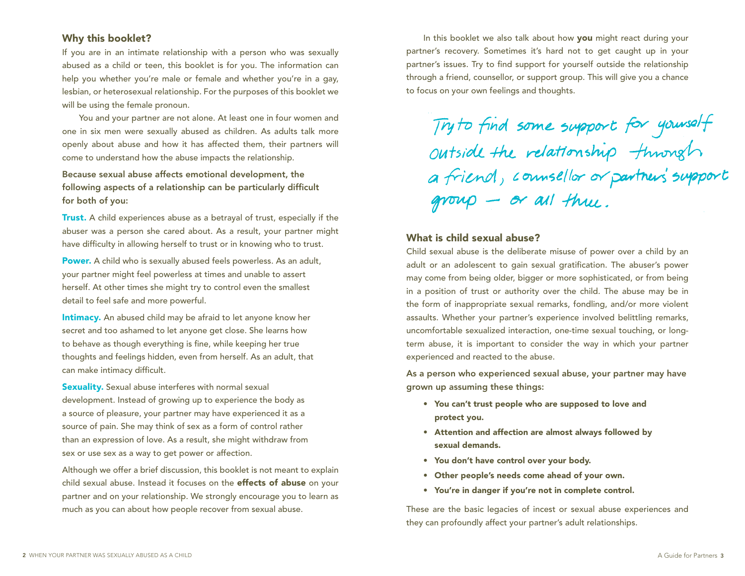## Why this booklet?

If you are in an intimate relationship with a person who was sexually abused as a child or teen, this booklet is for you. The information can help you whether you're male or female and whether you're in a gay, lesbian, or heterosexual relationship. For the purposes of this booklet we will be using the female pronoun.

You and your partner are not alone. At least one in four women and one in six men were sexually abused as children. As adults talk more openly about abuse and how it has affected them, their partners will come to understand how the abuse impacts the relationship.

**Because sexual abuse affects emotional development, the following aspects of a relationship can be particularly difficult for both of you:**

**Trust.** A child experiences abuse as a betrayal of trust, especially if the abuser was a person she cared about. As a result, your partner might have difficulty in allowing herself to trust or in knowing who to trust.

**Power.** A child who is sexually abused feels powerless. As an adult, your partner might feel powerless at times and unable to assert herself. At other times she might try to control even the smallest detail to feel safe and more powerful.

**Intimacy.** An abused child may be afraid to let anyone know her secret and too ashamed to let anyone get close. She learns how to behave as though everything is fine, while keeping her true thoughts and feelings hidden, even from herself. As an adult, that can make intimacy difficult.

**Sexuality.** Sexual abuse interferes with normal sexual development. Instead of growing up to experience the body as a source of pleasure, your partner may have experienced it as a source of pain. She may think of sex as a form of control rather than an expression of love. As a result, she might withdraw from sex or use sex as a way to get power or affection.

Although we offer a brief discussion, this booklet is not meant to explain child sexual abuse. Instead it focuses on the **effects of abuse** on your partner and on your relationship. We strongly encourage you to learn as much as you can about how people recover from sexual abuse.

In this booklet we also talk about how **you** might react during your partner's recovery. Sometimes it's hard not to get caught up in your partner's issues. Try to find support for yourself outside the relationship through a friend, counsellor, or support group. This will give you a chance to focus on your own feelings and thoughts.

*Try to find some support for yourself outside the relationship through a friend, counsellor or partners' support group — or all three.*

## What is child sexual abuse?

Child sexual abuse is the deliberate misuse of power over a child by an adult or an adolescent to gain sexual gratification. The abuser's power may come from being older, bigger or more sophisticated, or from being in a position of trust or authority over the child. The abuse may be in the form of inappropriate sexual remarks, fondling, and/or more violent assaults. Whether your partner's experience involved belittling remarks, uncomfortable sexualized interaction, one-time sexual touching, or long-term abuse, it is important to consider the way in which your partner experienced and reacted to the abuse.

**As a person who experienced sexual abuse, your partner may have grown up assuming these things:**

- **You can't trust people who are supposed to love and protect you.**
- **Attention and affection are almost always followed by sexual demands.**
- **You don't have control over your body.**
- **Other people's needs come ahead of your own.**
- **You're in danger if you're not in complete control.**

These are the basic legacies of incest or sexual abuse experiences and they can profoundly affect your partner's adult relationships.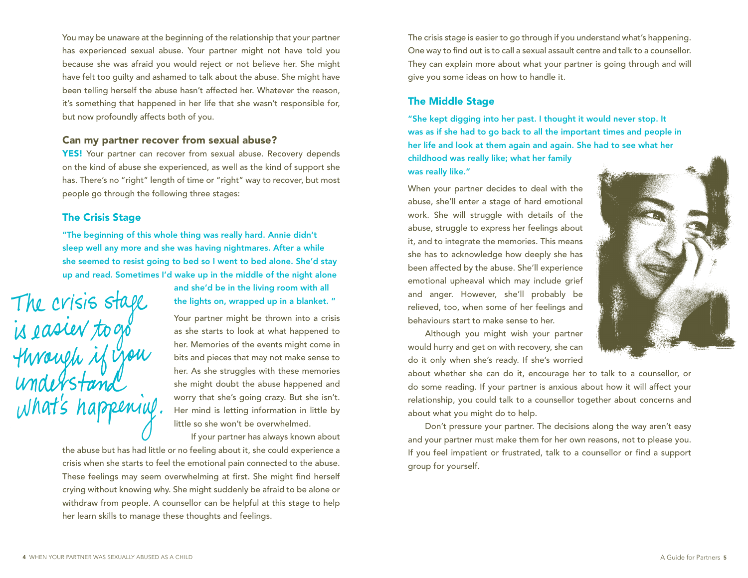You may be unaware at the beginning of the relationship that your partner has experienced sexual abuse. Your partner might not have told you because she was afraid you would reject or not believe her. She might have felt too guilty and ashamed to talk about the abuse. She might have been telling herself the abuse hasn't affected her. Whatever the reason, it's something that happened in her life that she wasn't responsible for, but now profoundly affects both of you.

### Can my partner recover from sexual abuse?

**YES!** Your partner can recover from sexual abuse. Recovery depends on the kind of abuse she experienced, as well as the kind of support she has. There's no "right" length of time or "right" way to recover, but most people go through the following three stages:

## The Crisis Stage

**"The beginning of this whole thing was really hard. Annie didn't sleep well any more and she was having nightmares. After a while she seemed to resist going to bed so I went to bed alone. She'd stay up and read. Sometimes I'd wake up in the middle of the night alone and she'd be in the living room with all the lights on, wrapped up in a blanket. "**

*The crisis stage is easier to go through if you understand what's happening.*

Your partner might be thrown into a crisis as she starts to look at what happened to her. Memories of the events might come in bits and pieces that may not make sense to her. As she struggles with these memories she might doubt the abuse happened and worry that she's going crazy. But she isn't. Her mind is letting information in little by little so she won't be overwhelmed.

If your partner has always known about the abuse but has had little or no feeling about it, she could experience a crisis when she starts to feel the emotional pain connected to the abuse. These feelings may seem overwhelming at first. She might find herself crying without knowing why. She might suddenly be afraid to be alone or withdraw from people. A counsellor can be helpful at this stage to help her learn skills to manage these thoughts and feelings.

The crisis stage is easier to go through if you understand what's happening. One way to find out is to call a sexual assault centre and talk to a counsellor. They can explain more about what your partner is going through and will give you some ideas on how to handle it.

## The Middle Stage

**"She kept digging into her past. I thought it would never stop. It was as if she had to go back to all the important times and people in her life and look at them again and again. She had to see what her childhood was really like; what her family was really like."**

When your partner decides to deal with the abuse, she'll enter a stage of hard emotional work. She will struggle with details of the abuse, struggle to express her feelings about it, and to integrate the memories. This means she has to acknowledge how deeply she has been affected by the abuse. She'll experience emotional upheaval which may include grief and anger. However, she'll probably be relieved, too, when some of her feelings and behaviours start to make sense to her.

Although you might wish your partner would hurry and get on with recovery, she can do it only when she's ready. If she's worried about whether she can do it, encourage her to talk to a counsellor, or do some reading. If your partner is anxious about how it will affect your relationship, you could talk to a counsellor together about concerns and about what you might do to help.

Don't pressure your partner. The decisions along the way aren't easy and your partner must make them for her own reasons, not to please you. If you feel impatient or frustrated, talk to a counsellor or find a support group for yourself.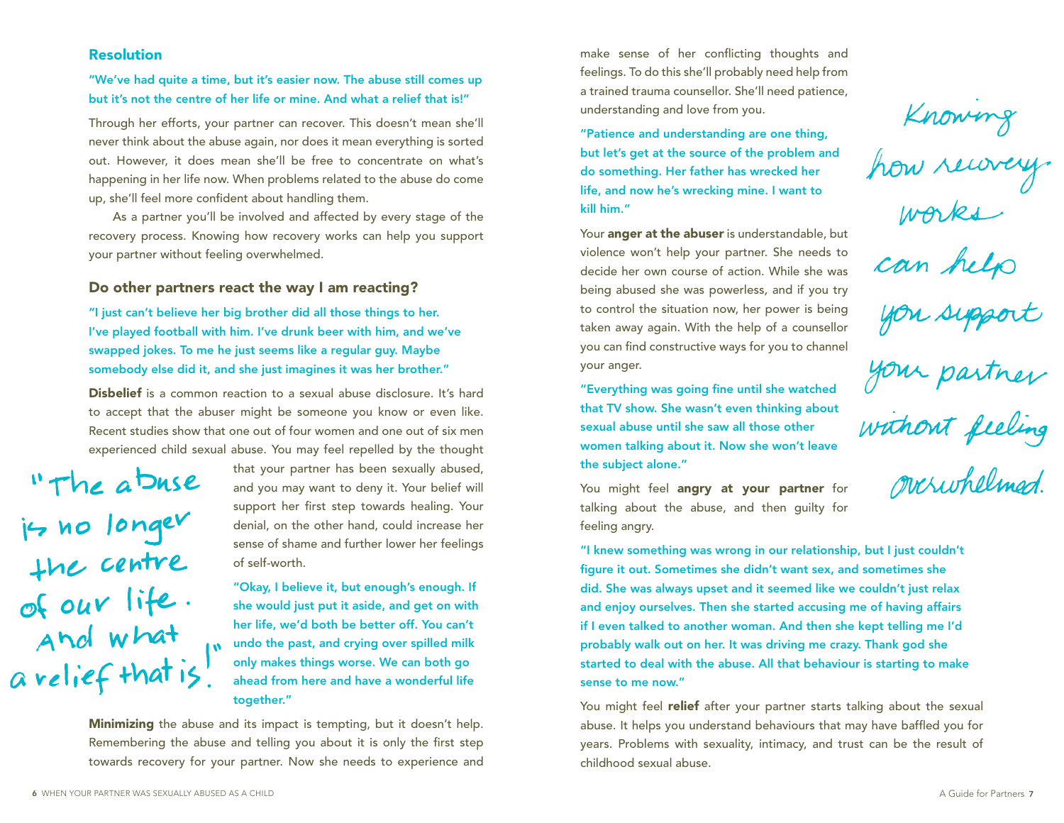## Resolution

**"We've had quite a time, but it's easier now. The abuse still comes up but it's not the centre of her life or mine. And what a relief that is!"**

Through her efforts, your partner can recover. This doesn't mean she'll never think about the abuse again, nor does it mean everything is sorted out. However, it does mean she'll be free to concentrate on what's happening in her life now. When problems related to the abuse do come up, she'll feel more confident about handling them.

As a partner you'll be involved and affected by every stage of the recovery process. Knowing how recovery works can help you support your partner without feeling overwhelmed.

### Do other partners react the way I am reacting?

**"I just can't believe her big brother did all those things to her. I've played football with him. I've drunk beer with him, and we've swapped jokes. To me he just seems like a regular guy. Maybe somebody else did it, and she just imagines it was her brother."**

**Disbelief** is a common reaction to a sexual abuse disclosure. It's hard to accept that the abuser might be someone you know or even like. Recent studies show that one out of four women and one out of six men experienced child sexual abuse. You may feel repelled by the thought that your partner has been sexually abused, and you may want to deny it. Your belief will support her first step towards healing. Your denial, on the other hand, could increase her sense of shame and further lower her feelings of self-worth.

"The abuse is no longer the centre of our life. And what a relief that is!"

**"Okay, I believe it, but enough's enough. If she would just put it aside, and get on with her life, we'd both be better off. You can't undo the past, and crying over spilled milk only makes things worse. We can both go ahead from here and have a wonderful life together."**

**Minimizing** the abuse and its impact is tempting, but it doesn't help. Remembering the abuse and telling you about it is only the first step towards recovery for your partner. Now she needs to experience and make sense of her conflicting thoughts and feelings. To do this she'll probably need help from a trained trauma counsellor. She'll need patience, understanding and love from you.

**"Patience and understanding are one thing, but let's get at the source of the problem and do something. Her father has wrecked her life, and now he's wrecking mine. I want to kill him."**

Your **anger at the abuser** is understandable, but violence won't help your partner. She needs to decide her own course of action. While she was being abused she was powerless, and if you try to control the situation now, her power is being taken away again. With the help of a counsellor you can find constructive ways for you to channel your anger.

**"Everything was going fine until she watched that TV show. She wasn't even thinking about sexual abuse until she saw all those other women talking about it. Now she won't leave the subject alone."**

You might feel **angry at your partner** for talking about the abuse, and then guilty for feeling angry.

Knowing how recovery works can help you support your partner without feeling overwhelmed.

**"I knew something was wrong in our relationship, but I just couldn't figure it out. Sometimes she didn't want sex, and sometimes she did. She was always upset and it seemed like we couldn't just relax and enjoy ourselves. Then she started accusing me of having affairs if I even talked to another woman. And then she kept telling me I'd probably walk out on her. It was driving me crazy. Thank god she started to deal with the abuse. All that behaviour is starting to make sense to me now."**

You might feel **relief** after your partner starts talking about the sexual abuse. It helps you understand behaviours that may have baffled you for years. Problems with sexuality, intimacy, and trust can be the result of childhood sexual abuse.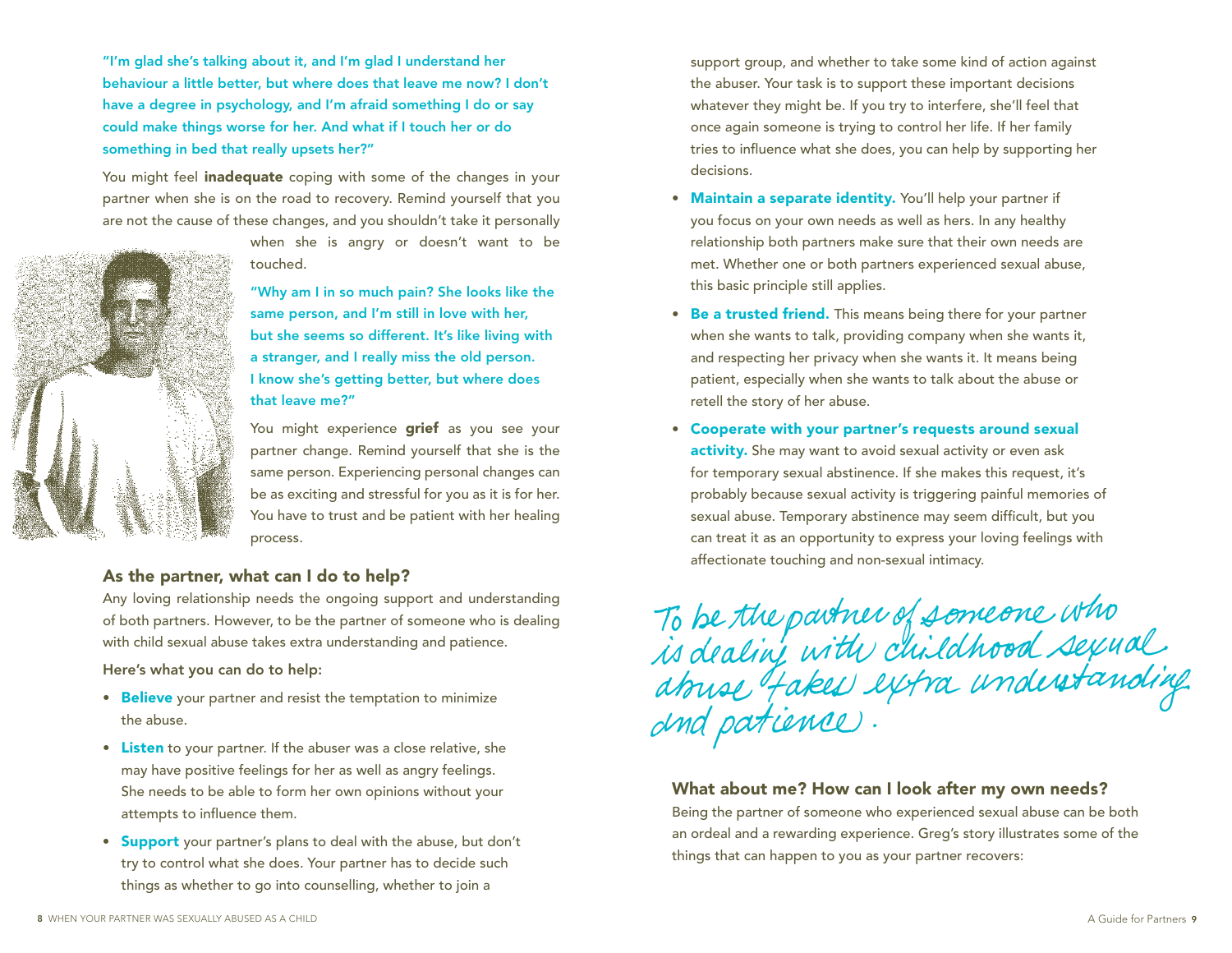**"I'm glad she's talking about it, and I'm glad I understand her behaviour a little better, but where does that leave me now? I don't have a degree in psychology, and I'm afraid something I do or say could make things worse for her. And what if I touch her or do something in bed that really upsets her?"**

You might feel **inadequate** coping with some of the changes in your partner when she is on the road to recovery. Remind yourself that you are not the cause of these changes, and you shouldn't take it personally when she is angry or doesn't want to be touched.

**"Why am I in so much pain? She looks like the same person, and I'm still in love with her, but she seems so different. It's like living with a stranger, and I really miss the old person. I know she's getting better, but where does that leave me?"**

You might experience **grief** as you see your partner change. Remind yourself that she is the same person. Experiencing personal changes can be as exciting and stressful for you as it is for her. You have to trust and be patient with her healing process.

## As the partner, what can I do to help?

Any loving relationship needs the ongoing support and understanding of both partners. However, to be the partner of someone who is dealing with child sexual abuse takes extra understanding and patience.

**Here's what you can do to help:**

- **Believe** your partner and resist the temptation to minimize the abuse.
- **Listen** to your partner. If the abuser was a close relative, she may have positive feelings for her as well as angry feelings. She needs to be able to form her own opinions without your attempts to influence them.
- **Support** your partner's plans to deal with the abuse, but don't try to control what she does. Your partner has to decide such things as whether to go into counselling, whether to join a support group, and whether to take some kind of action against the abuser. Your task is to support these important decisions whatever they might be. If you try to interfere, she'll feel that once again someone is trying to control her life. If her family tries to influence what she does, you can help by supporting her decisions.
- **Maintain a separate identity.** You'll help your partner if you focus on your own needs as well as hers. In any healthy relationship both partners make sure that their own needs are met. Whether one or both partners experienced sexual abuse, this basic principle still applies.
- **Be a trusted friend.** This means being there for your partner when she wants to talk, providing company when she wants it, and respecting her privacy when she wants it. It means being patient, especially when she wants to talk about the abuse or retell the story of her abuse.
- **Cooperate with your partner's requests around sexual activity.** She may want to avoid sexual activity or even ask for temporary sexual abstinence. If she makes this request, it's probably because sexual activity is triggering painful memories of sexual abuse. Temporary abstinence may seem difficult, but you can treat it as an opportunity to express your loving feelings with affectionate touching and non-sexual intimacy.

*To be the partner of someone who is dealing with childhood sexual abuse takes extra understanding and patience.*

## What about me? How can I look after my own needs?

Being the partner of someone who experienced sexual abuse can be both an ordeal and a rewarding experience. Greg's story illustrates some of the things that can happen to you as your partner recovers: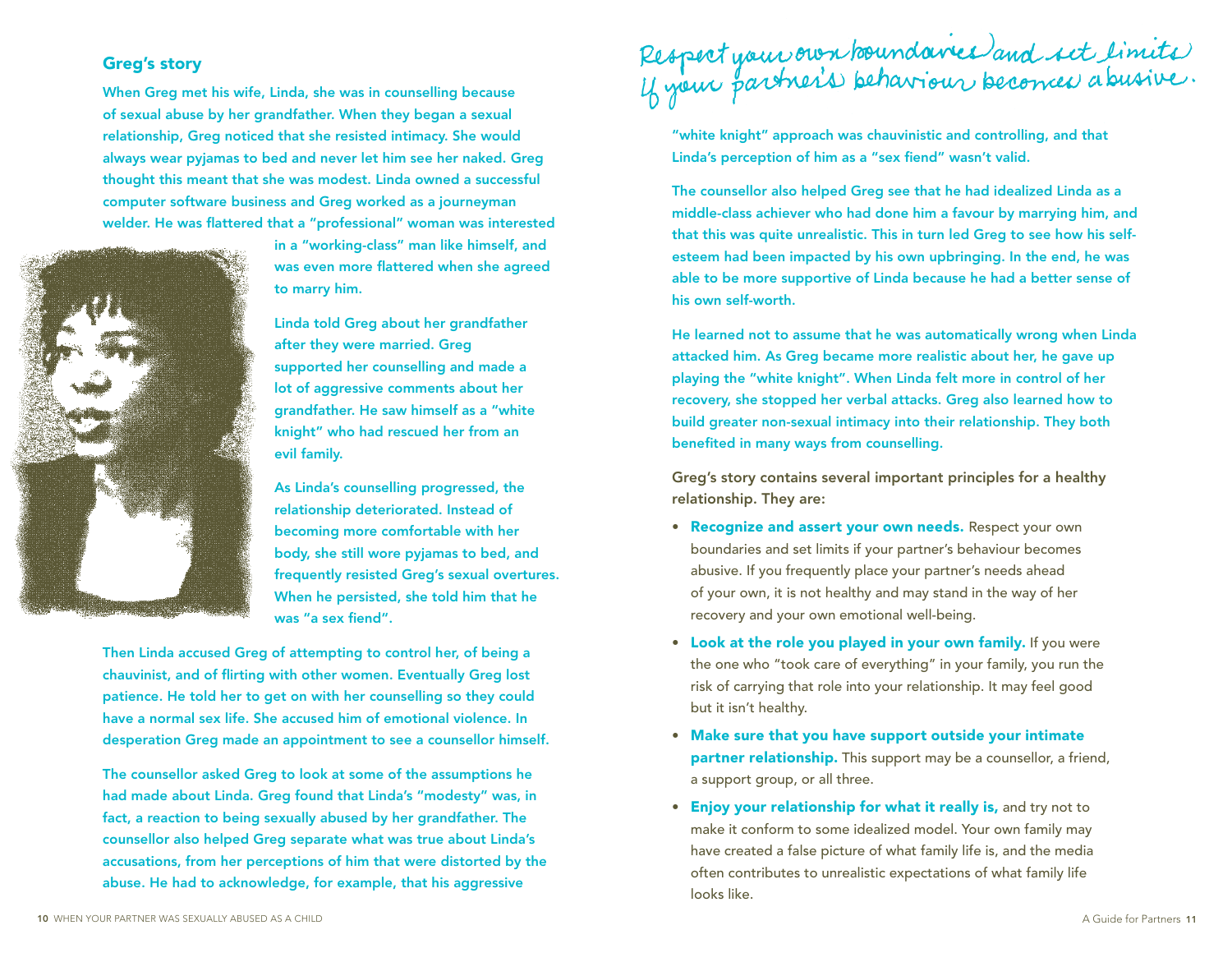## Greg's story

When Greg met his wife, Linda, she was in counselling because of sexual abuse by her grandfather. When they began a sexual relationship, Greg noticed that she resisted intimacy. She would always wear pyjamas to bed and never let him see her naked. Greg thought this meant that she was modest. Linda owned a successful computer software business and Greg worked as a journeyman welder. He was flattered that a "professional" woman was interested in a "working-class" man like himself, and was even more flattered when she agreed to marry him.

Linda told Greg about her grandfather after they were married. Greg supported her counselling and made a lot of aggressive comments about her grandfather. He saw himself as a "white knight" who had rescued her from an evil family.

As Linda's counselling progressed, the relationship deteriorated. Instead of becoming more comfortable with her body, she still wore pyjamas to bed, and frequently resisted Greg's sexual overtures. When he persisted, she told him that he was "a sex fiend".

Then Linda accused Greg of attempting to control her, of being a chauvinist, and of flirting with other women. Eventually Greg lost patience. He told her to get on with her counselling so they could have a normal sex life. She accused him of emotional violence. In desperation Greg made an appointment to see a counsellor himself.

The counsellor asked Greg to look at some of the assumptions he had made about Linda. Greg found that Linda's "modesty" was, in fact, a reaction to being sexually abused by her grandfather. The counsellor also helped Greg separate what was true about Linda's accusations, from her perceptions of him that were distorted by the abuse. He had to acknowledge, for example, that his aggressive "white knight" approach was chauvinistic and controlling, and that Linda's perception of him as a "sex fiend" wasn't valid.

The counsellor also helped Greg see that he had idealized Linda as a middle-class achiever who had done him a favour by marrying him, and that this was quite unrealistic. This in turn led Greg to see how his self-esteem had been impacted by his own upbringing. In the end, he was able to be more supportive of Linda because he had a better sense of his own self-worth.

He learned not to assume that he was automatically wrong when Linda attacked him. As Greg became more realistic about her, he gave up playing the "white knight". When Linda felt more in control of her recovery, she stopped her verbal attacks. Greg also learned how to build greater non-sexual intimacy into their relationship. They both benefited in many ways from counselling.

*Respect your own boundaries and set limits if your partner's behaviour becomes abusive.*

Greg's story contains several important principles for a healthy relationship. They are:

- **Recognize and assert your own needs.** Respect your own boundaries and set limits if your partner's behaviour becomes abusive. If you frequently place your partner's needs ahead of your own, it is not healthy and may stand in the way of her recovery and your own emotional well-being.
- **Look at the role you played in your own family.** If you were the one who "took care of everything" in your family, you run the risk of carrying that role into your relationship. It may feel good but it isn't healthy.
- **Make sure that you have support outside your intimate partner relationship.** This support may be a counsellor, a friend, a support group, or all three.
- **Enjoy your relationship for what it really is,** and try not to make it conform to some idealized model. Your own family may have created a false picture of what family life is, and the media often contributes to unrealistic expectations of what family life looks like.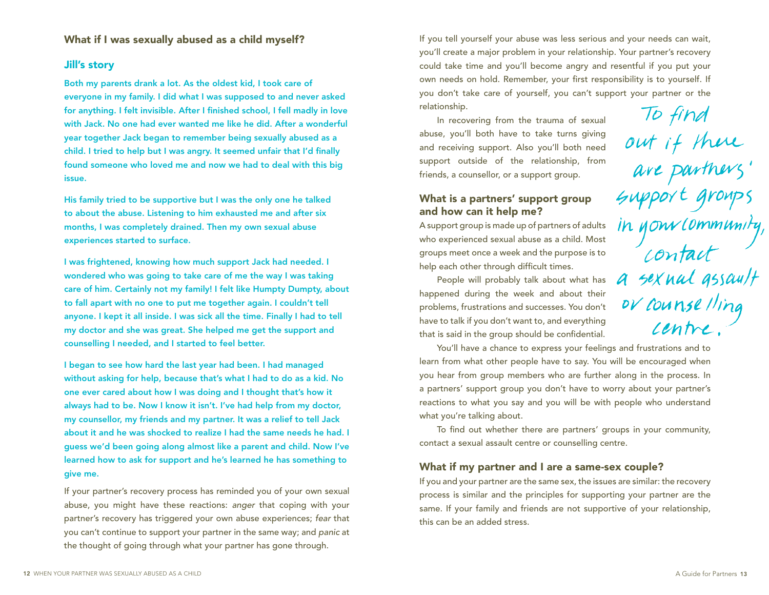## What if I was sexually abused as a child myself?

### Jill's story

**Both my parents drank a lot. As the oldest kid, I took care of everyone in my family. I did what I was supposed to and never asked for anything. I felt invisible. After I finished school, I fell madly in love with Jack. No one had ever wanted me like he did. After a wonderful year together Jack began to remember being sexually abused as a child. I tried to help but I was angry. It seemed unfair that I'd finally found someone who loved me and now we had to deal with this big issue.**

**His family tried to be supportive but I was the only one he talked to about the abuse. Listening to him exhausted me and after six months, I was completely drained. Then my own sexual abuse experiences started to surface.**

**I was frightened, knowing how much support Jack had needed. I wondered who was going to take care of me the way I was taking care of him. Certainly not my family! I felt like Humpty Dumpty, about to fall apart with no one to put me together again. I couldn't tell anyone. I kept it all inside. I was sick all the time. Finally I had to tell my doctor and she was great. She helped me get the support and counselling I needed, and I started to feel better.**

**I began to see how hard the last year had been. I had managed without asking for help, because that's what I had to do as a kid. No one ever cared about how I was doing and I thought that's how it always had to be. Now I know it isn't. I've had help from my doctor, my counsellor, my friends and my partner. It was a relief to tell Jack about it and he was shocked to realize I had the same needs he had. I guess we'd been going along almost like a parent and child. Now I've learned how to ask for support and he's learned he has something to give me.**

If your partner's recovery process has reminded you of your own sexual abuse, you might have these reactions: *anger* that coping with your partner's recovery has triggered your own abuse experiences; *fear* that you can't continue to support your partner in the same way; and *panic* at the thought of going through what your partner has gone through.

If you tell yourself your abuse was less serious and your needs can wait, you'll create a major problem in your relationship. Your partner's recovery could take time and you'll become angry and resentful if you put your own needs on hold. Remember, your first responsibility is to yourself. If you don't take care of yourself, you can't support your partner or the relationship.

In recovering from the trauma of sexual abuse, you'll both have to take turns giving and receiving support. Also you'll both need support outside of the relationship, from friends, a counsellor, or a support group.

## What is a partners' support group and how can it help me?

A support group is made up of partners of adults who experienced sexual abuse as a child. Most groups meet once a week and the purpose is to help each other through difficult times.

People will probably talk about what has happened during the week and about their problems, frustrations and successes. You don't have to talk if you don't want to, and everything that is said in the group should be confidential.

*To find out if there are partners' support groups in your community, contact a sexual assault or counselling centre.*

You'll have a chance to express your feelings and frustrations and to learn from what other people have to say. You will be encouraged when you hear from group members who are further along in the process. In a partners' support group you don't have to worry about your partner's reactions to what you say and you will be with people who understand what you're talking about.

To find out whether there are partners' groups in your community, contact a sexual assault centre or counselling centre.

## What if my partner and I are a same-sex couple?

If you and your partner are the same sex, the issues are similar: the recovery process is similar and the principles for supporting your partner are the same. If your family and friends are not supportive of your relationship, this can be an added stress.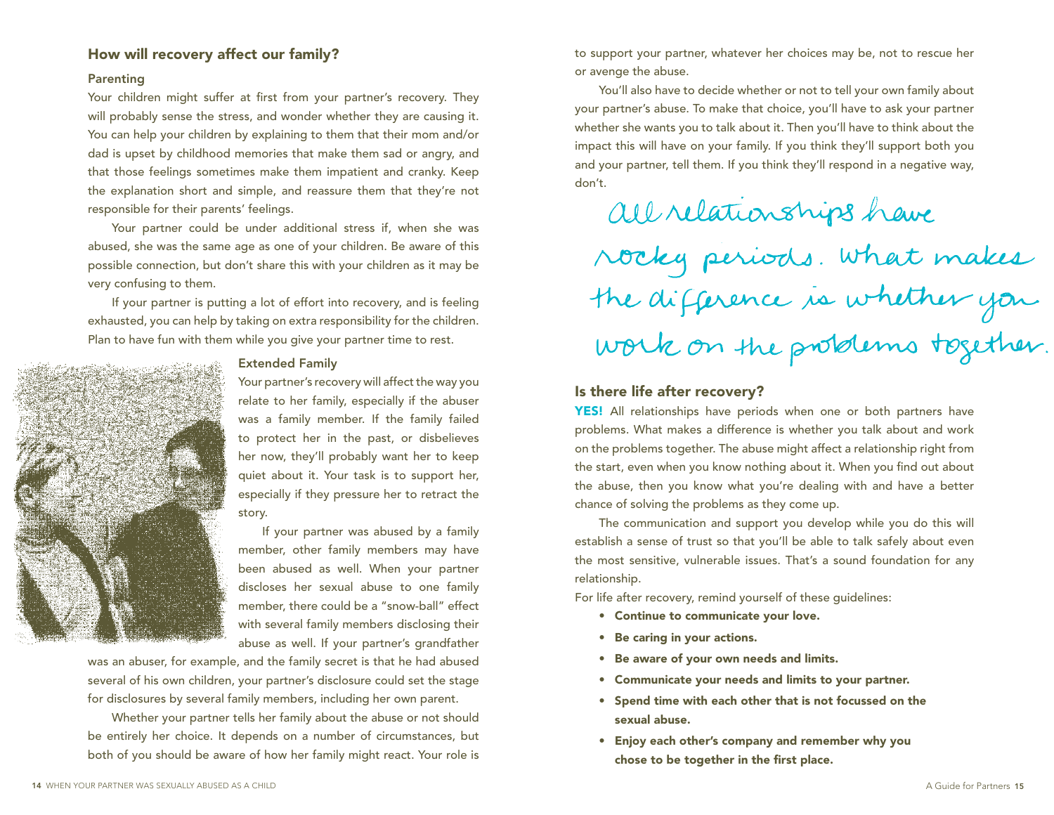## How will recovery affect our family?

### Parenting

Your children might suffer at first from your partner's recovery. They will probably sense the stress, and wonder whether they are causing it. You can help your children by explaining to them that their mom and/or dad is upset by childhood memories that make them sad or angry, and that those feelings sometimes make them impatient and cranky. Keep the explanation short and simple, and reassure them that they're not responsible for their parents' feelings.

Your partner could be under additional stress if, when she was abused, she was the same age as one of your children. Be aware of this possible connection, but don't share this with your children as it may be very confusing to them.

If your partner is putting a lot of effort into recovery, and is feeling exhausted, you can help by taking on extra responsibility for the children. Plan to have fun with them while you give your partner time to rest.

### Extended Family

Your partner's recovery will affect the way you relate to her family, especially if the abuser was a family member. If the family failed to protect her in the past, or disbelieves her now, they'll probably want her to keep quiet about it. Your task is to support her, especially if they pressure her to retract the story.

If your partner was abused by a family member, other family members may have been abused as well. When your partner discloses her sexual abuse to one family member, there could be a "snow-ball" effect with several family members disclosing their abuse as well. If your partner's grandfather was an abuser, for example, and the family secret is that he had abused several of his own children, your partner's disclosure could set the stage for disclosures by several family members, including her own parent.

Whether your partner tells her family about the abuse or not should be entirely her choice. It depends on a number of circumstances, but both of you should be aware of how her family might react. Your role is to support your partner, whatever her choices may be, not to rescue her or avenge the abuse.

You'll also have to decide whether or not to tell your own family about your partner's abuse. To make that choice, you'll have to ask your partner whether she wants you to talk about it. Then you'll have to think about the impact this will have on your family. If you think they'll support both you and your partner, tell them. If you think they'll respond in a negative way, don't.

*All relationships have rocky periods. What makes the difference is whether you work on the problems together.*

## Is there life after recovery?

**YES!** All relationships have periods when one or both partners have problems. What makes a difference is whether you talk about and work on the problems together. The abuse might affect a relationship right from the start, even when you know nothing about it. When you find out about the abuse, then you know what you're dealing with and have a better chance of solving the problems as they come up.

The communication and support you develop while you do this will establish a sense of trust so that you'll be able to talk safely about even the most sensitive, vulnerable issues. That's a sound foundation for any relationship.

For life after recovery, remind yourself of these guidelines:

- **Continue to communicate your love.**
- **Be caring in your actions.**
- **Be aware of your own needs and limits.**
- **Communicate your needs and limits to your partner.**
- **Spend time with each other that is not focussed on the sexual abuse.**
- **Enjoy each other's company and remember why you chose to be together in the first place.**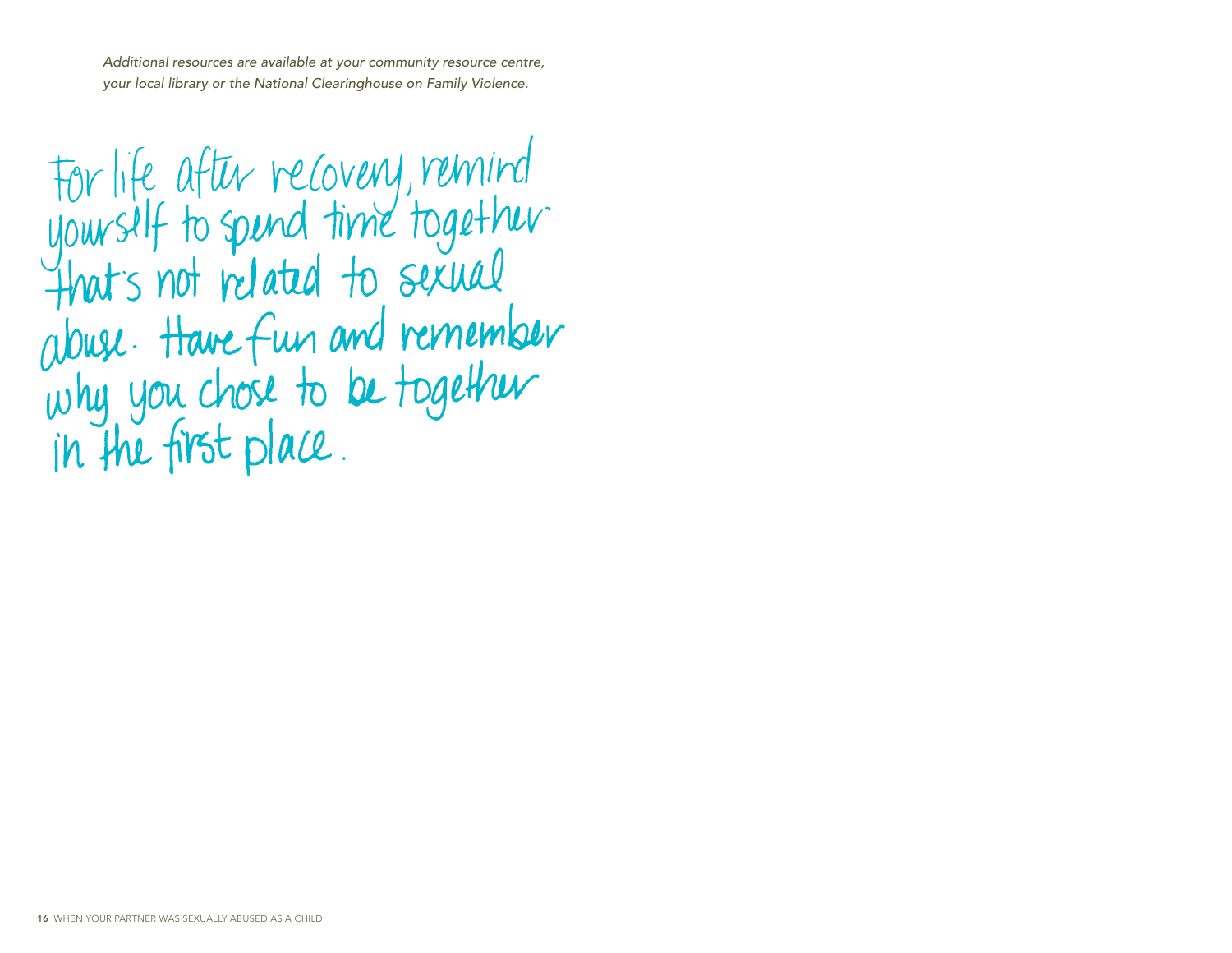*Additional resources are available at your community resource centre, your local library or the National Clearinghouse on Family Violence.*

For life after recovery, remind yourself to spend time together that's not related to sexual abuse. Have fun and remember why you chose to be together in the first place.